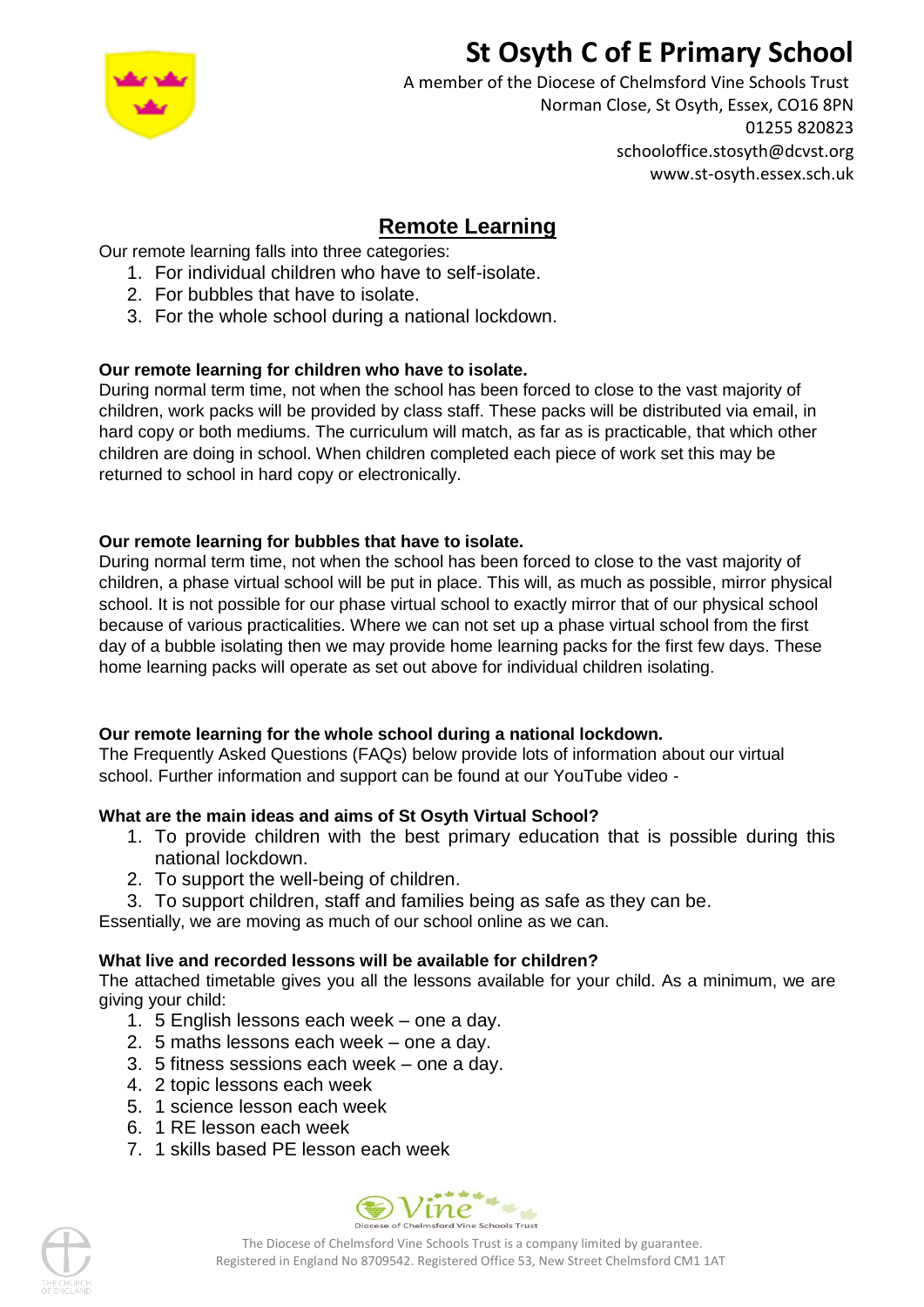# St Osyth C of E Primary School

A member of the Diocese of Chelmsford Vine Schools Trust
Norman Close, St Osyth, Essex, CO16 8PN
01255 820823
schooloffice.stosyth@dcvst.org
www.st-osyth.essex.sch.uk

## Remote Learning

Our remote learning falls into three categories:

1. For individual children who have to self-isolate.
2. For bubbles that have to isolate.
3. For the whole school during a national lockdown.

**Our remote learning for children who have to isolate.**

During normal term time, not when the school has been forced to close to the vast majority of children, work packs will be provided by class staff. These packs will be distributed via email, in hard copy or both mediums. The curriculum will match, as far as is practicable, that which other children are doing in school. When children completed each piece of work set this may be returned to school in hard copy or electronically.

**Our remote learning for bubbles that have to isolate.**

During normal term time, not when the school has been forced to close to the vast majority of children, a phase virtual school will be put in place. This will, as much as possible, mirror physical school. It is not possible for our phase virtual school to exactly mirror that of our physical school because of various practicalities. Where we can not set up a phase virtual school from the first day of a bubble isolating then we may provide home learning packs for the first few days. These home learning packs will operate as set out above for individual children isolating.

**Our remote learning for the whole school during a national lockdown.**

The Frequently Asked Questions (FAQs) below provide lots of information about our virtual school. Further information and support can be found at our YouTube video -

**What are the main ideas and aims of St Osyth Virtual School?**

1. To provide children with the best primary education that is possible during this national lockdown.
2. To support the well-being of children.
3. To support children, staff and families being as safe as they can be.

Essentially, we are moving as much of our school online as we can.

**What live and recorded lessons will be available for children?**

The attached timetable gives you all the lessons available for your child. As a minimum, we are giving your child:

1. 5 English lessons each week – one a day.
2. 5 maths lessons each week – one a day.
3. 5 fitness sessions each week – one a day.
4. 2 topic lessons each week
5. 1 science lesson each week
6. 1 RE lesson each week
7. 1 skills based PE lesson each week

The Diocese of Chelmsford Vine Schools Trust is a company limited by guarantee.
Registered in England No 8709542. Registered Office 53, New Street Chelmsford CM1 1AT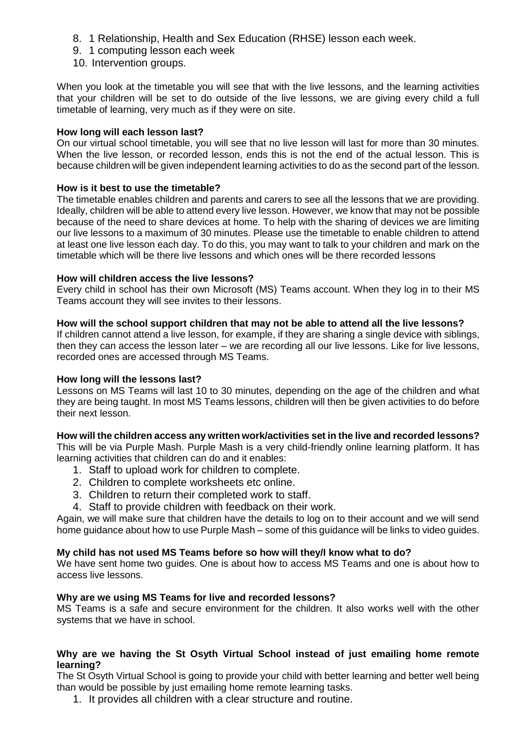8. 1 Relationship, Health and Sex Education (RHSE) lesson each week.
9. 1 computing lesson each week
10. Intervention groups.

When you look at the timetable you will see that with the live lessons, and the learning activities that your children will be set to do outside of the live lessons, we are giving every child a full timetable of learning, very much as if they were on site.

**How long will each lesson last?**

On our virtual school timetable, you will see that no live lesson will last for more than 30 minutes. When the live lesson, or recorded lesson, ends this is not the end of the actual lesson. This is because children will be given independent learning activities to do as the second part of the lesson.

**How is it best to use the timetable?**

The timetable enables children and parents and carers to see all the lessons that we are providing. Ideally, children will be able to attend every live lesson. However, we know that may not be possible because of the need to share devices at home. To help with the sharing of devices we are limiting our live lessons to a maximum of 30 minutes. Please use the timetable to enable children to attend at least one live lesson each day. To do this, you may want to talk to your children and mark on the timetable which will be there live lessons and which ones will be there recorded lessons

**How will children access the live lessons?**

Every child in school has their own Microsoft (MS) Teams account. When they log in to their MS Teams account they will see invites to their lessons.

**How will the school support children that may not be able to attend all the live lessons?**

If children cannot attend a live lesson, for example, if they are sharing a single device with siblings, then they can access the lesson later – we are recording all our live lessons. Like for live lessons, recorded ones are accessed through MS Teams.

**How long will the lessons last?**

Lessons on MS Teams will last 10 to 30 minutes, depending on the age of the children and what they are being taught. In most MS Teams lessons, children will then be given activities to do before their next lesson.

**How will the children access any written work/activities set in the live and recorded lessons?**

This will be via Purple Mash. Purple Mash is a very child-friendly online learning platform. It has learning activities that children can do and it enables:

1. Staff to upload work for children to complete.
2. Children to complete worksheets etc online.
3. Children to return their completed work to staff.
4. Staff to provide children with feedback on their work.

Again, we will make sure that children have the details to log on to their account and we will send home guidance about how to use Purple Mash – some of this guidance will be links to video guides.

**My child has not used MS Teams before so how will they/I know what to do?**

We have sent home two guides. One is about how to access MS Teams and one is about how to access live lessons.

**Why are we using MS Teams for live and recorded lessons?**

MS Teams is a safe and secure environment for the children. It also works well with the other systems that we have in school.

**Why are we having the St Osyth Virtual School instead of just emailing home remote learning?**

The St Osyth Virtual School is going to provide your child with better learning and better well being than would be possible by just emailing home remote learning tasks.

1. It provides all children with a clear structure and routine.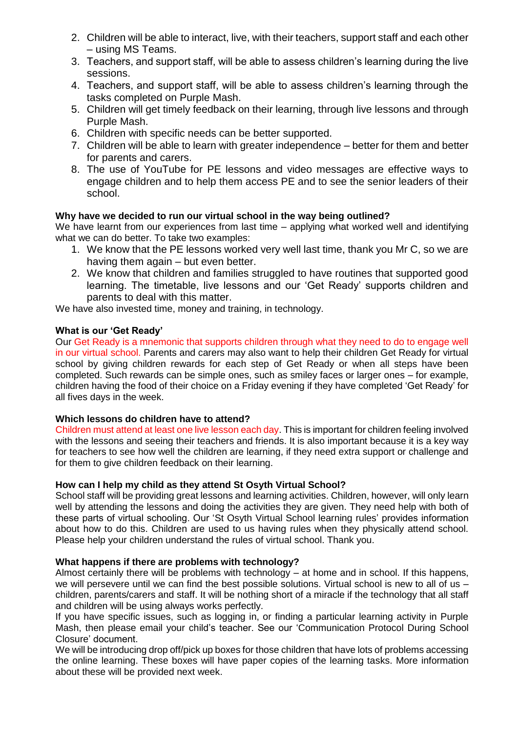2. Children will be able to interact, live, with their teachers, support staff and each other – using MS Teams.
3. Teachers, and support staff, will be able to assess children's learning during the live sessions.
4. Teachers, and support staff, will be able to assess children's learning through the tasks completed on Purple Mash.
5. Children will get timely feedback on their learning, through live lessons and through Purple Mash.
6. Children with specific needs can be better supported.
7. Children will be able to learn with greater independence – better for them and better for parents and carers.
8. The use of YouTube for PE lessons and video messages are effective ways to engage children and to help them access PE and to see the senior leaders of their school.

**Why have we decided to run our virtual school in the way being outlined?**

We have learnt from our experiences from last time – applying what worked well and identifying what we can do better. To take two examples:

1. We know that the PE lessons worked very well last time, thank you Mr C, so we are having them again – but even better.
2. We know that children and families struggled to have routines that supported good learning. The timetable, live lessons and our 'Get Ready' supports children and parents to deal with this matter.

We have also invested time, money and training, in technology.

**What is our 'Get Ready'**

Our Get Ready is a mnemonic that supports children through what they need to do to engage well in our virtual school. Parents and carers may also want to help their children Get Ready for virtual school by giving children rewards for each step of Get Ready or when all steps have been completed. Such rewards can be simple ones, such as smiley faces or larger ones – for example, children having the food of their choice on a Friday evening if they have completed 'Get Ready' for all fives days in the week.

**Which lessons do children have to attend?**

Children must attend at least one live lesson each day. This is important for children feeling involved with the lessons and seeing their teachers and friends. It is also important because it is a key way for teachers to see how well the children are learning, if they need extra support or challenge and for them to give children feedback on their learning.

**How can I help my child as they attend St Osyth Virtual School?**

School staff will be providing great lessons and learning activities. Children, however, will only learn well by attending the lessons and doing the activities they are given. They need help with both of these parts of virtual schooling. Our 'St Osyth Virtual School learning rules' provides information about how to do this. Children are used to us having rules when they physically attend school. Please help your children understand the rules of virtual school. Thank you.

**What happens if there are problems with technology?**

Almost certainly there will be problems with technology – at home and in school. If this happens, we will persevere until we can find the best possible solutions. Virtual school is new to all of us – children, parents/carers and staff. It will be nothing short of a miracle if the technology that all staff and children will be using always works perfectly.

If you have specific issues, such as logging in, or finding a particular learning activity in Purple Mash, then please email your child's teacher. See our 'Communication Protocol During School Closure' document.

We will be introducing drop off/pick up boxes for those children that have lots of problems accessing the online learning. These boxes will have paper copies of the learning tasks. More information about these will be provided next week.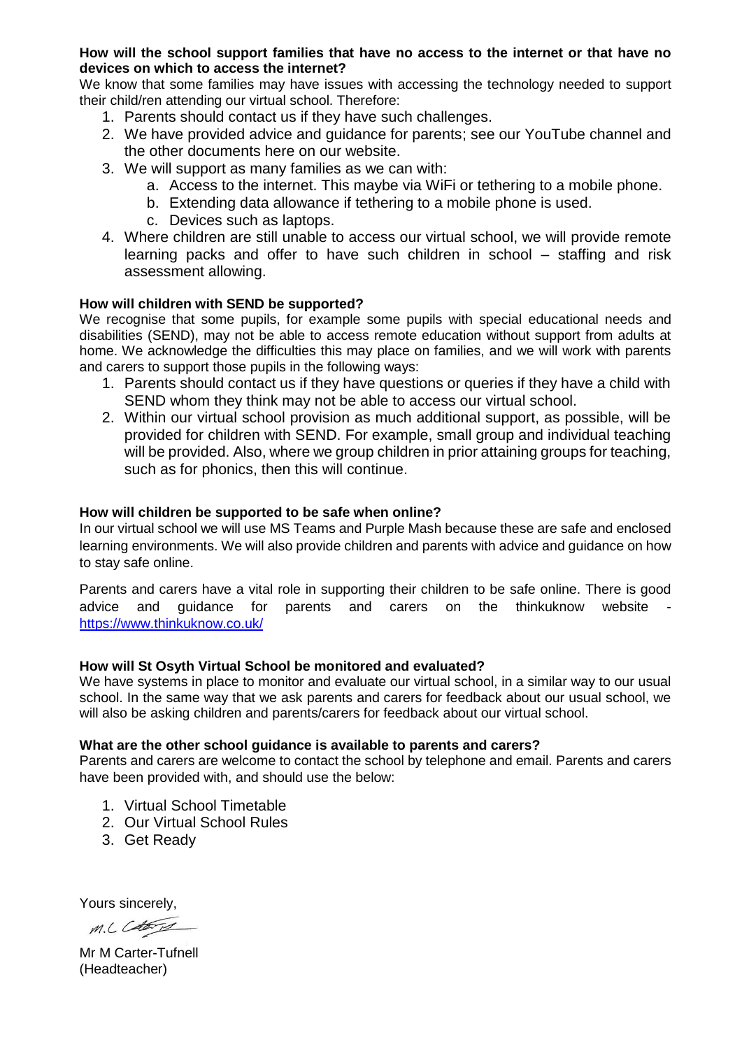**How will the school support families that have no access to the internet or that have no devices on which to access the internet?**

We know that some families may have issues with accessing the technology needed to support their child/ren attending our virtual school. Therefore:

1. Parents should contact us if they have such challenges.
2. We have provided advice and guidance for parents; see our YouTube channel and the other documents here on our website.
3. We will support as many families as we can with:
   a. Access to the internet. This maybe via WiFi or tethering to a mobile phone.
   b. Extending data allowance if tethering to a mobile phone is used.
   c. Devices such as laptops.
4. Where children are still unable to access our virtual school, we will provide remote learning packs and offer to have such children in school – staffing and risk assessment allowing.

**How will children with SEND be supported?**

We recognise that some pupils, for example some pupils with special educational needs and disabilities (SEND), may not be able to access remote education without support from adults at home. We acknowledge the difficulties this may place on families, and we will work with parents and carers to support those pupils in the following ways:

1. Parents should contact us if they have questions or queries if they have a child with SEND whom they think may not be able to access our virtual school.
2. Within our virtual school provision as much additional support, as possible, will be provided for children with SEND. For example, small group and individual teaching will be provided. Also, where we group children in prior attaining groups for teaching, such as for phonics, then this will continue.

**How will children be supported to be safe when online?**

In our virtual school we will use MS Teams and Purple Mash because these are safe and enclosed learning environments. We will also provide children and parents with advice and guidance on how to stay safe online.

Parents and carers have a vital role in supporting their children to be safe online. There is good advice and guidance for parents and carers on the thinkuknow website - https://www.thinkuknow.co.uk/

**How will St Osyth Virtual School be monitored and evaluated?**

We have systems in place to monitor and evaluate our virtual school, in a similar way to our usual school. In the same way that we ask parents and carers for feedback about our usual school, we will also be asking children and parents/carers for feedback about our virtual school.

**What are the other school guidance is available to parents and carers?**

Parents and carers are welcome to contact the school by telephone and email. Parents and carers have been provided with, and should use the below:

1. Virtual School Timetable
2. Our Virtual School Rules
3. Get Ready

Yours sincerely,

Mr M Carter-Tufnell
(Headteacher)